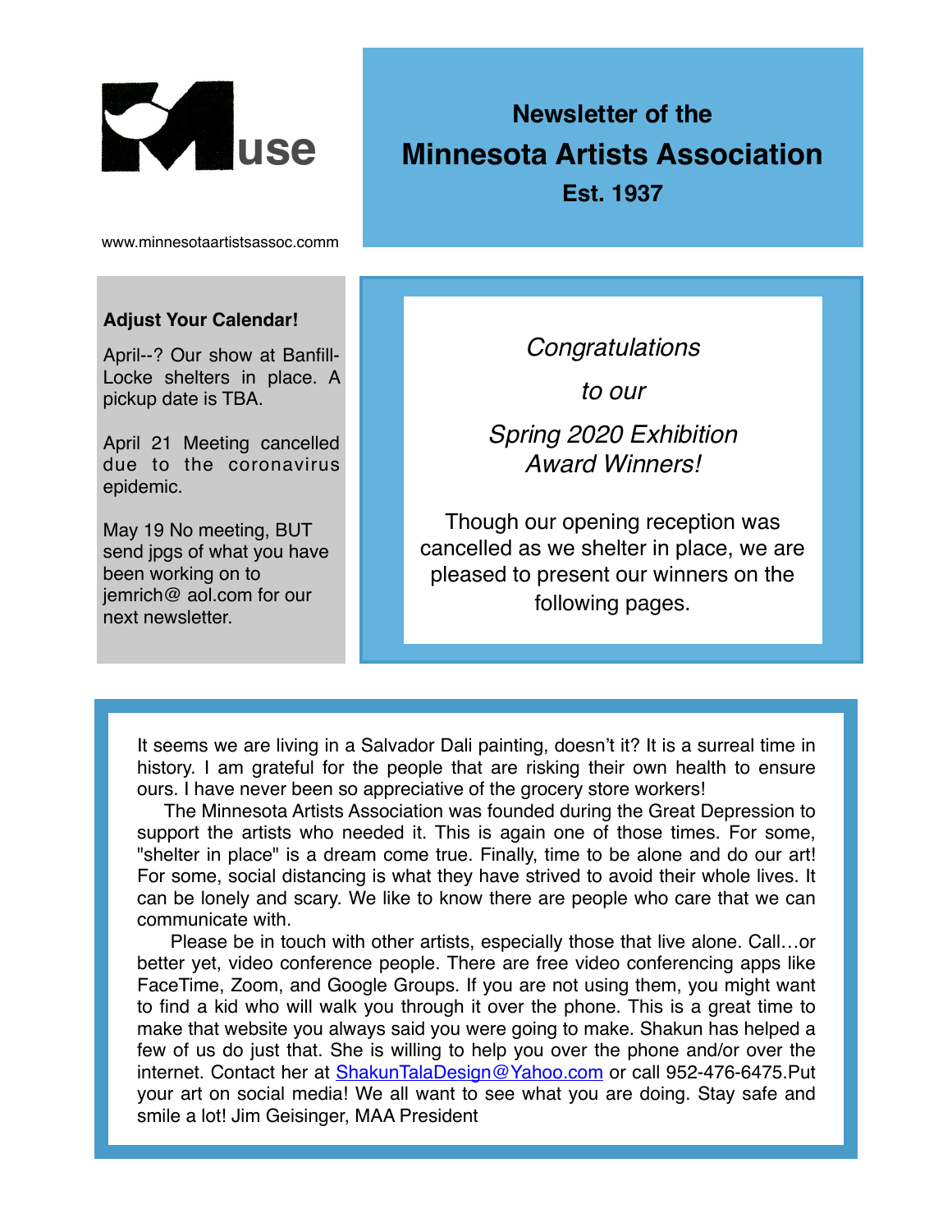# Muse

www.minnesotaartistsassoc.comm

## Newsletter of the Minnesota Artists Association

**Est. 1937**

**Adjust Your Calendar!**

April--? Our show at Banfill-Locke shelters in place. A pickup date is TBA.

April 21 Meeting cancelled due to the coronavirus epidemic.

May 19 No meeting, BUT send jpgs of what you have been working on to jemrich@ aol.com for our next newsletter.

*Congratulations*

*to our*

*Spring 2020 Exhibition Award Winners!*

Though our opening reception was cancelled as we shelter in place, we are pleased to present our winners on the following pages.

It seems we are living in a Salvador Dali painting, doesn't it? It is a surreal time in history. I am grateful for the people that are risking their own health to ensure ours. I have never been so appreciative of the grocery store workers!

The Minnesota Artists Association was founded during the Great Depression to support the artists who needed it. This is again one of those times. For some, "shelter in place" is a dream come true. Finally, time to be alone and do our art! For some, social distancing is what they have strived to avoid their whole lives. It can be lonely and scary. We like to know there are people who care that we can communicate with.

Please be in touch with other artists, especially those that live alone. Call…or better yet, video conference people. There are free video conferencing apps like FaceTime, Zoom, and Google Groups. If you are not using them, you might want to find a kid who will walk you through it over the phone. This is a great time to make that website you always said you were going to make. Shakun has helped a few of us do just that. She is willing to help you over the phone and/or over the internet. Contact her at ShakunTalaDesign@Yahoo.com or call 952-476-6475.Put your art on social media! We all want to see what you are doing. Stay safe and smile a lot! Jim Geisinger, MAA President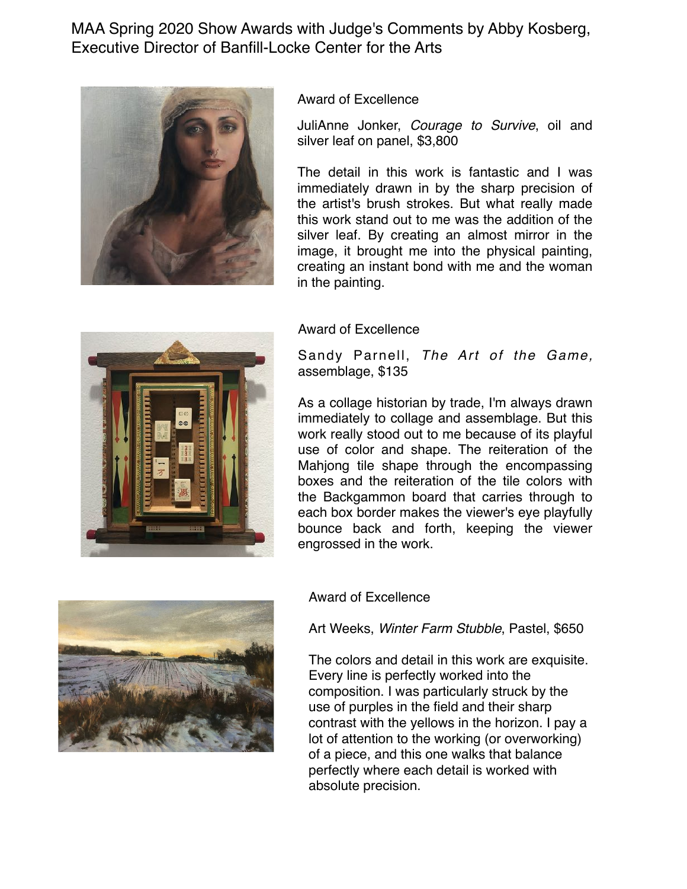# MAA Spring 2020 Show Awards with Judge's Comments by Abby Kosberg, Executive Director of Banfill-Locke Center for the Arts

## Award of Excellence

JuliAnne Jonker, *Courage to Survive*, oil and silver leaf on panel, $3,800

The detail in this work is fantastic and I was immediately drawn in by the sharp precision of the artist's brush strokes. But what really made this work stand out to me was the addition of the silver leaf. By creating an almost mirror in the image, it brought me into the physical painting, creating an instant bond with me and the woman in the painting.

## Award of Excellence

Sandy Parnell, *The Art of the Game,* assemblage, $135

As a collage historian by trade, I'm always drawn immediately to collage and assemblage. But this work really stood out to me because of its playful use of color and shape. The reiteration of the Mahjong tile shape through the encompassing boxes and the reiteration of the tile colors with the Backgammon board that carries through to each box border makes the viewer's eye playfully bounce back and forth, keeping the viewer engrossed in the work.

## Award of Excellence

Art Weeks, *Winter Farm Stubble*, Pastel, $650

The colors and detail in this work are exquisite. Every line is perfectly worked into the composition. I was particularly struck by the use of purples in the field and their sharp contrast with the yellows in the horizon. I pay a lot of attention to the working (or overworking) of a piece, and this one walks that balance perfectly where each detail is worked with absolute precision.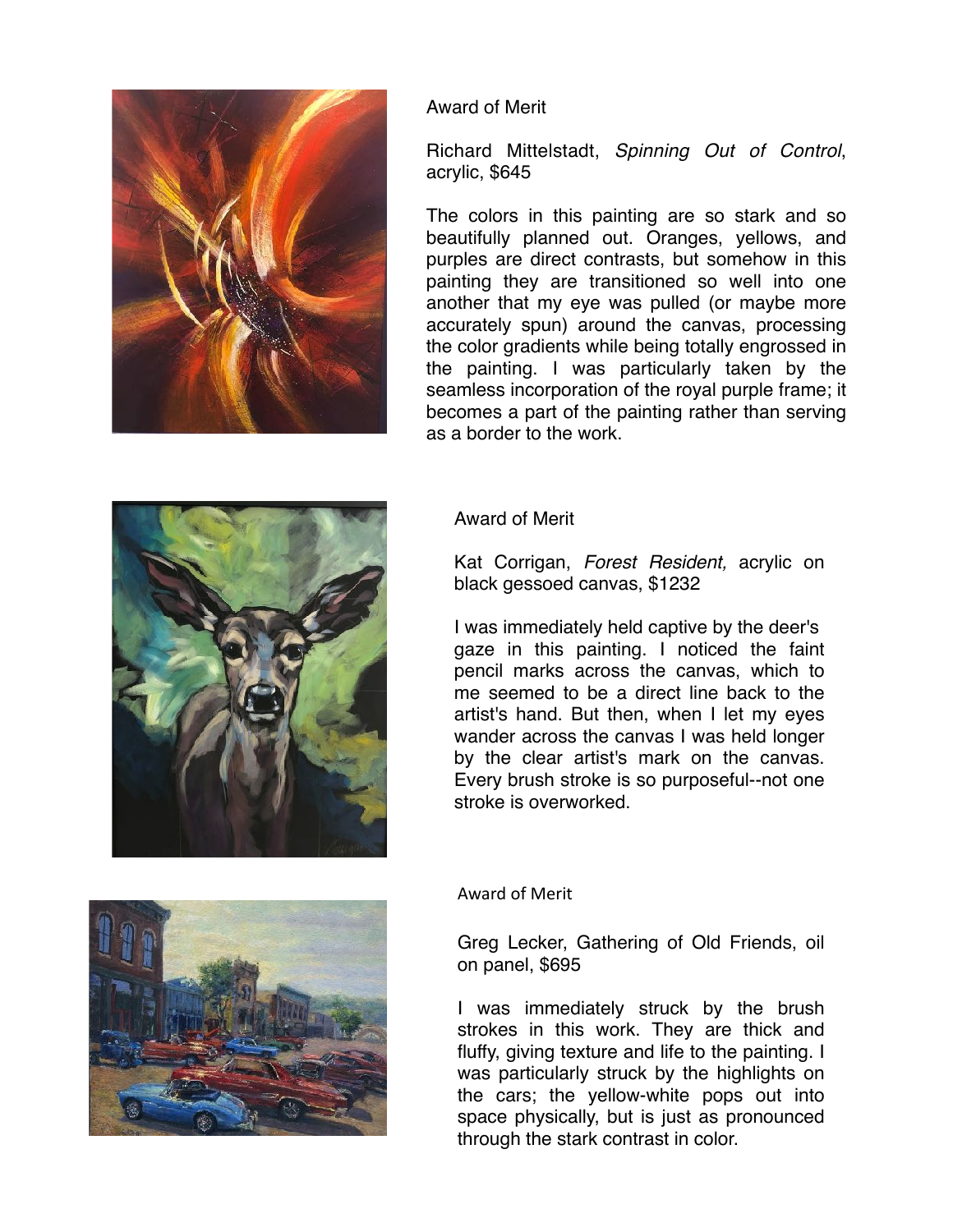Award of Merit

Richard Mittelstadt, *Spinning Out of Control*, acrylic, $645

The colors in this painting are so stark and so beautifully planned out. Oranges, yellows, and purples are direct contrasts, but somehow in this painting they are transitioned so well into one another that my eye was pulled (or maybe more accurately spun) around the canvas, processing the color gradients while being totally engrossed in the painting. I was particularly taken by the seamless incorporation of the royal purple frame; it becomes a part of the painting rather than serving as a border to the work.

Award of Merit

Kat Corrigan, *Forest Resident,* acrylic on black gessoed canvas, $1232

I was immediately held captive by the deer's gaze in this painting. I noticed the faint pencil marks across the canvas, which to me seemed to be a direct line back to the artist's hand. But then, when I let my eyes wander across the canvas I was held longer by the clear artist's mark on the canvas. Every brush stroke is so purposeful--not one stroke is overworked.

Award of Merit

Greg Lecker, Gathering of Old Friends, oil on panel, $695

I was immediately struck by the brush strokes in this work. They are thick and fluffy, giving texture and life to the painting. I was particularly struck by the highlights on the cars; the yellow-white pops out into space physically, but is just as pronounced through the stark contrast in color.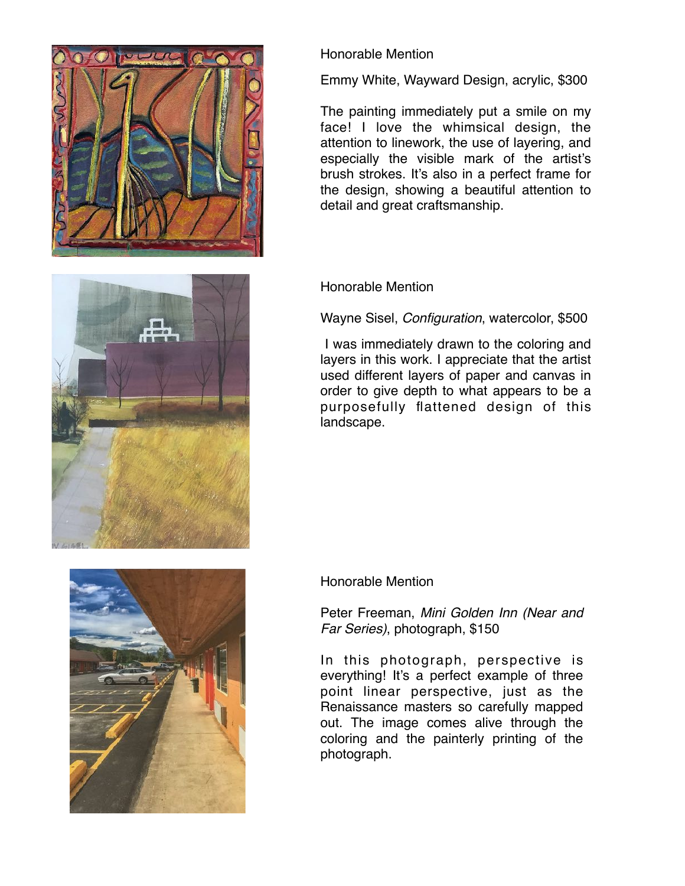Honorable Mention

Emmy White, Wayward Design, acrylic, $300

The painting immediately put a smile on my face! I love the whimsical design, the attention to linework, the use of layering, and especially the visible mark of the artist's brush strokes. It's also in a perfect frame for the design, showing a beautiful attention to detail and great craftsmanship.

Honorable Mention

Wayne Sisel, *Configuration*, watercolor, $500

I was immediately drawn to the coloring and layers in this work. I appreciate that the artist used different layers of paper and canvas in order to give depth to what appears to be a purposefully flattened design of this landscape.

Honorable Mention

Peter Freeman, *Mini Golden Inn (Near and Far Series)*, photograph, $150

In this photograph, perspective is everything! It's a perfect example of three point linear perspective, just as the Renaissance masters so carefully mapped out. The image comes alive through the coloring and the painterly printing of the photograph.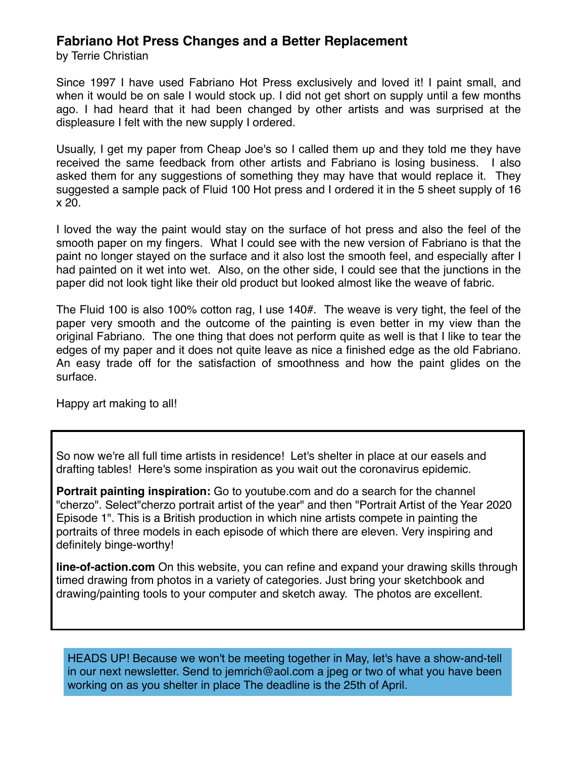## Fabriano Hot Press Changes and a Better Replacement

by Terrie Christian

Since 1997 I have used Fabriano Hot Press exclusively and loved it! I paint small, and when it would be on sale I would stock up. I did not get short on supply until a few months ago. I had heard that it had been changed by other artists and was surprised at the displeasure I felt with the new supply I ordered.

Usually, I get my paper from Cheap Joe's so I called them up and they told me they have received the same feedback from other artists and Fabriano is losing business. I also asked them for any suggestions of something they may have that would replace it. They suggested a sample pack of Fluid 100 Hot press and I ordered it in the 5 sheet supply of 16 x 20.

I loved the way the paint would stay on the surface of hot press and also the feel of the smooth paper on my fingers. What I could see with the new version of Fabriano is that the paint no longer stayed on the surface and it also lost the smooth feel, and especially after I had painted on it wet into wet. Also, on the other side, I could see that the junctions in the paper did not look tight like their old product but looked almost like the weave of fabric.

The Fluid 100 is also 100% cotton rag, I use 140#. The weave is very tight, the feel of the paper very smooth and the outcome of the painting is even better in my view than the original Fabriano. The one thing that does not perform quite as well is that I like to tear the edges of my paper and it does not quite leave as nice a finished edge as the old Fabriano. An easy trade off for the satisfaction of smoothness and how the paint glides on the surface.

Happy art making to all!

---

So now we're all full time artists in residence! Let's shelter in place at our easels and drafting tables! Here's some inspiration as you wait out the coronavirus epidemic.

**Portrait painting inspiration:** Go to youtube.com and do a search for the channel "cherzo". Select"cherzo portrait artist of the year" and then "Portrait Artist of the Year 2020 Episode 1". This is a British production in which nine artists compete in painting the portraits of three models in each episode of which there are eleven. Very inspiring and definitely binge-worthy!

**line-of-action.com** On this website, you can refine and expand your drawing skills through timed drawing from photos in a variety of categories. Just bring your sketchbook and drawing/painting tools to your computer and sketch away. The photos are excellent.

---

HEADS UP! Because we won't be meeting together in May, let's have a show-and-tell in our next newsletter. Send to jemrich@aol.com a jpeg or two of what you have been working on as you shelter in place The deadline is the 25th of April.